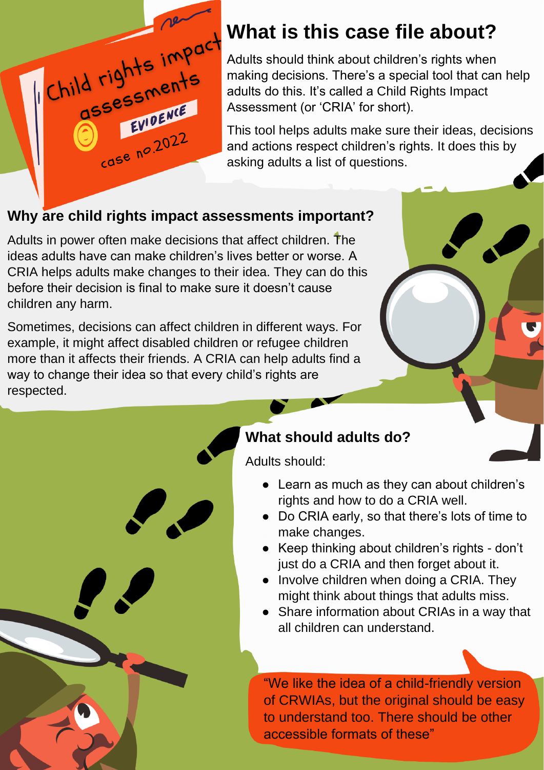Child rights impact assessments

EVIDENCE

case no.2022

## What is this case file about?

Adults should think about children's rights when making decisions. There's a special tool that can help adults do this. It's called a Child Rights Impact Assessment (or 'CRIA' for short).

This tool helps adults make sure their ideas, decisions and actions respect children's rights. It does this by asking adults a list of questions.

## Why are child rights impact assessments important?

Adults in power often make decisions that affect children. The ideas adults have can make children's lives better or worse. A CRIA helps adults make changes to their idea. They can do this before their decision is final to make sure it doesn't cause children any harm.

Sometimes, decisions can affect children in different ways. For example, it might affect disabled children or refugee children more than it affects their friends. A CRIA can help adults find a way to change their idea so that every child's rights are respected.

## What should adults do?

Adults should:

- Learn as much as they can about children's rights and how to do a CRIA well.
- Do CRIA early, so that there's lots of time to make changes.
- Keep thinking about children's rights - don't just do a CRIA and then forget about it.
- Involve children when doing a CRIA. They might think about things that adults miss.
- Share information about CRIAs in a way that all children can understand.

"We like the idea of a child-friendly version of CRWIAs, but the original should be easy to understand too. There should be other accessible formats of these"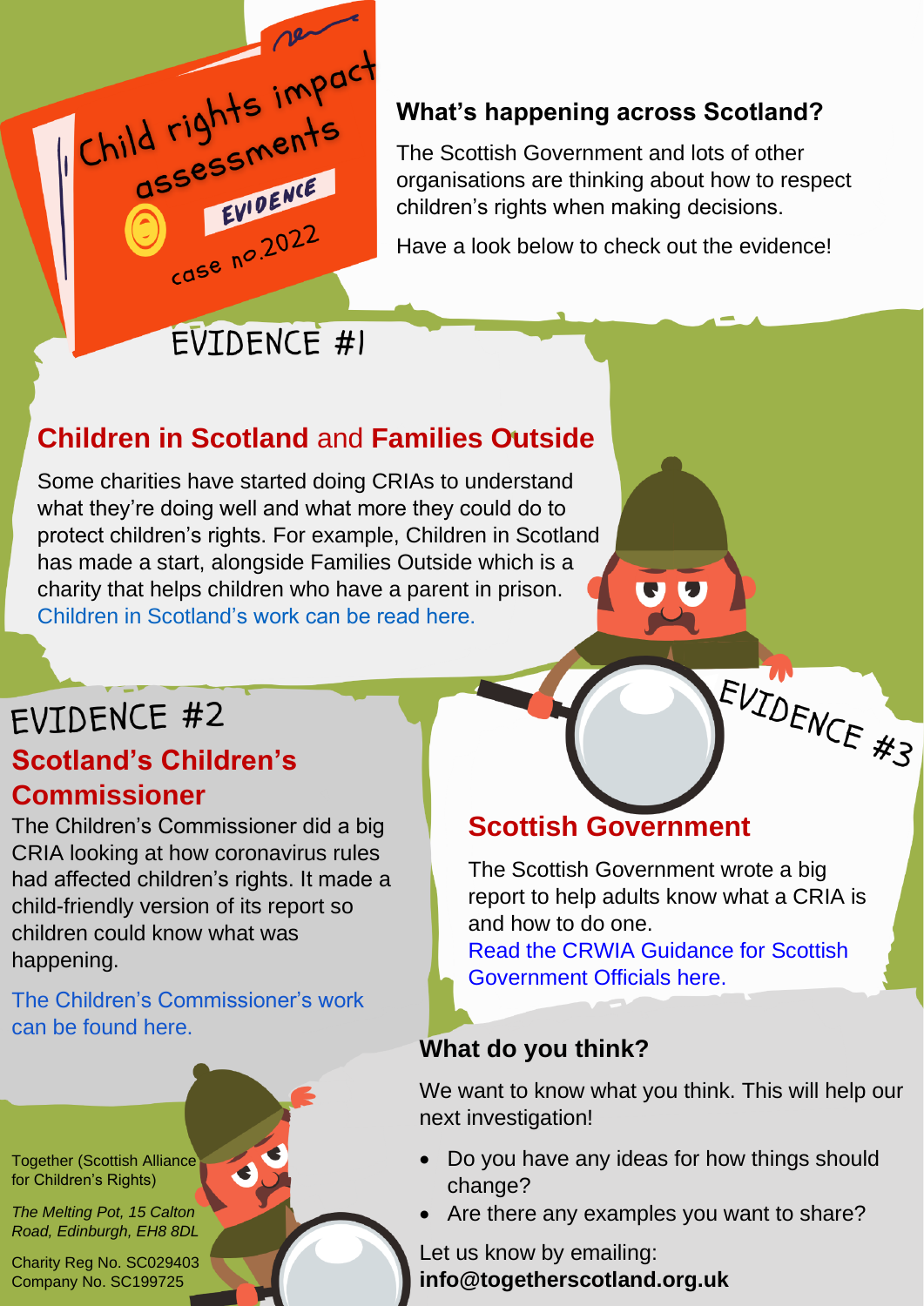Child rights impact assessments

EVIDENCE

case no.2022

## What's happening across Scotland?

The Scottish Government and lots of other organisations are thinking about how to respect children's rights when making decisions.

Have a look below to check out the evidence!

EVIDENCE #1

## **Children in Scotland** and **Families Outside**

Some charities have started doing CRIAs to understand what they're doing well and what more they could do to protect children's rights. For example, Children in Scotland has made a start, alongside Families Outside which is a charity that helps children who have a parent in prison. Children in Scotland's work can be read here.

EVIDENCE #2

## Scotland's Children's Commissioner

The Children's Commissioner did a big CRIA looking at how coronavirus rules had affected children's rights. It made a child-friendly version of its report so children could know what was happening.

The Children's Commissioner's work can be found here.

EVIDENCE #3

## Scottish Government

The Scottish Government wrote a big report to help adults know what a CRIA is and how to do one.
Read the CRWIA Guidance for Scottish Government Officials here.

## What do you think?

We want to know what you think. This will help our next investigation!

- Do you have any ideas for how things should change?
- Are there any examples you want to share?

Let us know by emailing:
**info@togetherscotland.org.uk**

Together (Scottish Alliance for Children's Rights)

*The Melting Pot, 15 Calton Road, Edinburgh, EH8 8DL*

Charity Reg No. SC029403
Company No. SC199725